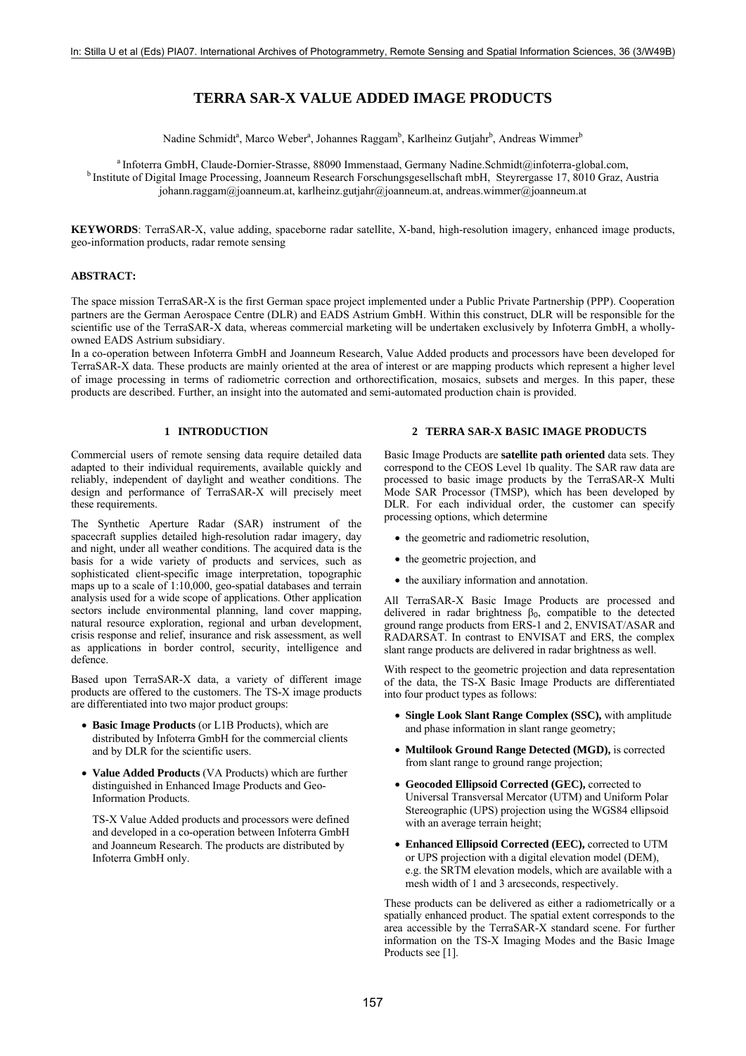# TERRA SAR-X VALUE ADDED IMAGE PRODUCTS

Nadine Schmidt[a], Marco Weber[a], Johannes Raggam[b], Karlheinz Gutjahr[b], Andreas Wimmer[b]

[a] Infoterra GmbH, Claude-Dornier-Strasse, 88090 Immenstaad, Germany Nadine.Schmidt@infoterra-global.com,
[b] Institute of Digital Image Processing, Joanneum Research Forschungsgesellschaft mbH, Steyrergasse 17, 8010 Graz, Austria
johann.raggam@joanneum.at, karlheinz.gutjahr@joanneum.at, andreas.wimmer@joanneum.at

**KEYWORDS**: TerraSAR-X, value adding, spaceborne radar satellite, X-band, high-resolution imagery, enhanced image products, geo-information products, radar remote sensing

**ABSTRACT:**

The space mission TerraSAR-X is the first German space project implemented under a Public Private Partnership (PPP). Cooperation partners are the German Aerospace Centre (DLR) and EADS Astrium GmbH. Within this construct, DLR will be responsible for the scientific use of the TerraSAR-X data, whereas commercial marketing will be undertaken exclusively by Infoterra GmbH, a wholly-owned EADS Astrium subsidiary.
In a co-operation between Infoterra GmbH and Joanneum Research, Value Added products and processors have been developed for TerraSAR-X data. These products are mainly oriented at the area of interest or are mapping products which represent a higher level of image processing in terms of radiometric correction and orthorectification, mosaics, subsets and merges. In this paper, these products are described. Further, an insight into the automated and semi-automated production chain is provided.

## 1 INTRODUCTION

Commercial users of remote sensing data require detailed data adapted to their individual requirements, available quickly and reliably, independent of daylight and weather conditions. The design and performance of TerraSAR-X will precisely meet these requirements.

The Synthetic Aperture Radar (SAR) instrument of the spacecraft supplies detailed high-resolution radar imagery, day and night, under all weather conditions. The acquired data is the basis for a wide variety of products and services, such as sophisticated client-specific image interpretation, topographic maps up to a scale of 1:10,000, geo-spatial databases and terrain analysis used for a wide scope of applications. Other application sectors include environmental planning, land cover mapping, natural resource exploration, regional and urban development, crisis response and relief, insurance and risk assessment, as well as applications in border control, security, intelligence and defence.

Based upon TerraSAR-X data, a variety of different image products are offered to the customers. The TS-X image products are differentiated into two major product groups:

- **Basic Image Products** (or L1B Products), which are distributed by Infoterra GmbH for the commercial clients and by DLR for the scientific users.
- **Value Added Products** (VA Products) which are further distinguished in Enhanced Image Products and Geo-Information Products.

  TS-X Value Added products and processors were defined and developed in a co-operation between Infoterra GmbH and Joanneum Research. The products are distributed by Infoterra GmbH only.

## 2 TERRA SAR-X BASIC IMAGE PRODUCTS

Basic Image Products are **satellite path oriented** data sets. They correspond to the CEOS Level 1b quality. The SAR raw data are processed to basic image products by the TerraSAR-X Multi Mode SAR Processor (TMSP), which has been developed by DLR. For each individual order, the customer can specify processing options, which determine

- the geometric and radiometric resolution,
- the geometric projection, and
- the auxiliary information and annotation.

All TerraSAR-X Basic Image Products are processed and delivered in radar brightness $\beta_0$, compatible to the detected ground range products from ERS-1 and 2, ENVISAT/ASAR and RADARSAT. In contrast to ENVISAT and ERS, the complex slant range products are delivered in radar brightness as well.

With respect to the geometric projection and data representation of the data, the TS-X Basic Image Products are differentiated into four product types as follows:

- **Single Look Slant Range Complex (SSC),** with amplitude and phase information in slant range geometry;
- **Multilook Ground Range Detected (MGD),** is corrected from slant range to ground range projection;
- **Geocoded Ellipsoid Corrected (GEC),** corrected to Universal Transversal Mercator (UTM) and Uniform Polar Stereographic (UPS) projection using the WGS84 ellipsoid with an average terrain height;
- **Enhanced Ellipsoid Corrected (EEC),** corrected to UTM or UPS projection with a digital elevation model (DEM), e.g. the SRTM elevation models, which are available with a mesh width of 1 and 3 arcseconds, respectively.

These products can be delivered as either a radiometrically or a spatially enhanced product. The spatial extent corresponds to the area accessible by the TerraSAR-X standard scene. For further information on the TS-X Imaging Modes and the Basic Image Products see [1].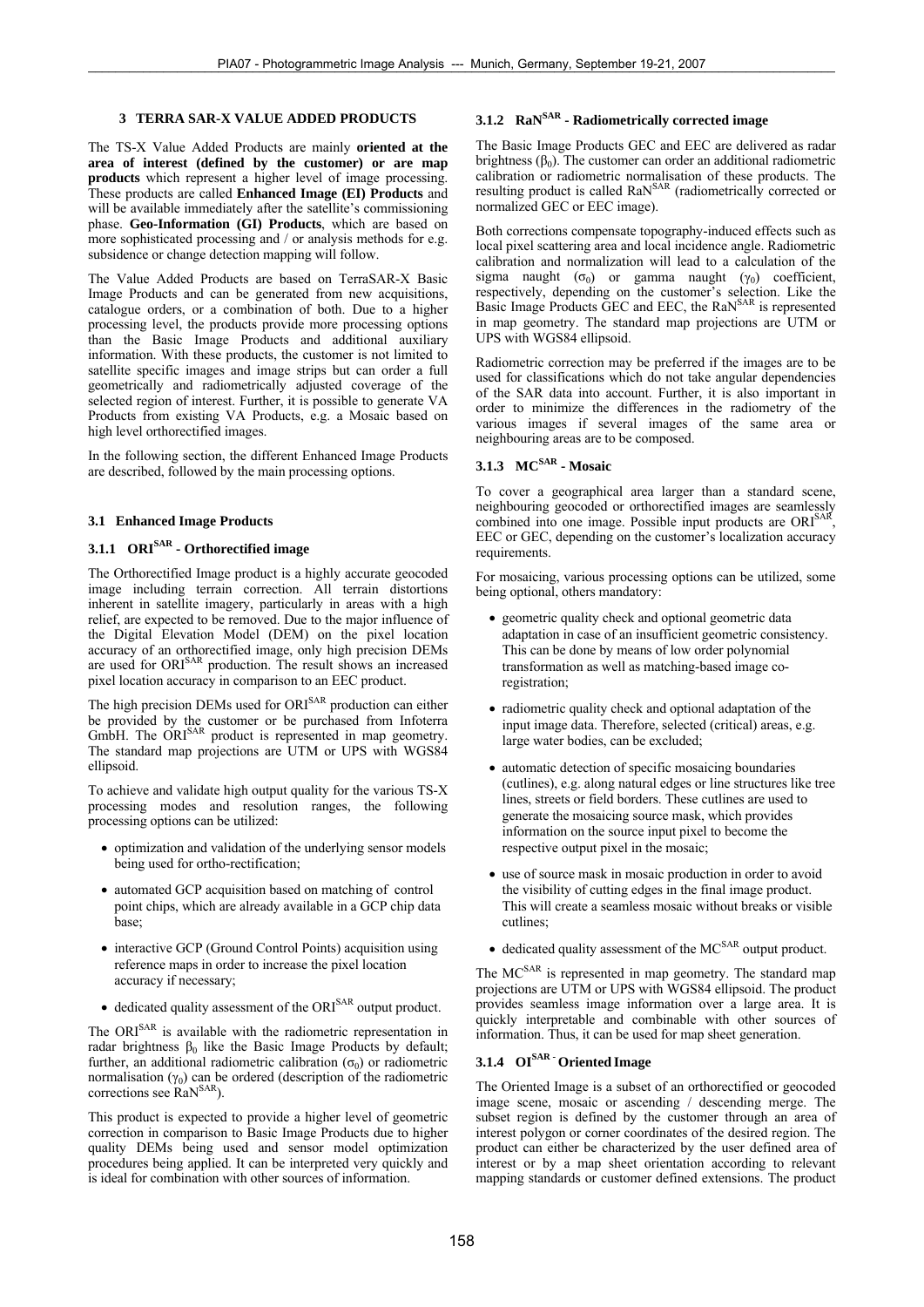## 3 TERRA SAR-X VALUE ADDED PRODUCTS

The TS-X Value Added Products are mainly **oriented at the area of interest (defined by the customer) or are map products** which represent a higher level of image processing. These products are called **Enhanced Image (EI) Products** and will be available immediately after the satellite's commissioning phase. **Geo-Information (GI) Products**, which are based on more sophisticated processing and / or analysis methods for e.g. subsidence or change detection mapping will follow.

The Value Added Products are based on TerraSAR-X Basic Image Products and can be generated from new acquisitions, catalogue orders, or a combination of both. Due to a higher processing level, the products provide more processing options than the Basic Image Products and additional auxiliary information. With these products, the customer is not limited to satellite specific images and image strips but can order a full geometrically and radiometrically adjusted coverage of the selected region of interest. Further, it is possible to generate VA Products from existing VA Products, e.g. a Mosaic based on high level orthorectified images.

In the following section, the different Enhanced Image Products are described, followed by the main processing options.

### 3.1 Enhanced Image Products

#### 3.1.1 ORI$^{SAR}$ - Orthorectified image

The Orthorectified Image product is a highly accurate geocoded image including terrain correction. All terrain distortions inherent in satellite imagery, particularly in areas with a high relief, are expected to be removed. Due to the major influence of the Digital Elevation Model (DEM) on the pixel location accuracy of an orthorectified image, only high precision DEMs are used for ORI$^{SAR}$ production. The result shows an increased pixel location accuracy in comparison to an EEC product.

The high precision DEMs used for ORI$^{SAR}$ production can either be provided by the customer or be purchased from Infoterra GmbH. The ORI$^{SAR}$ product is represented in map geometry. The standard map projections are UTM or UPS with WGS84 ellipsoid.

To achieve and validate high output quality for the various TS-X processing modes and resolution ranges, the following processing options can be utilized:

- optimization and validation of the underlying sensor models being used for ortho-rectification;
- automated GCP acquisition based on matching of control point chips, which are already available in a GCP chip data base;
- interactive GCP (Ground Control Points) acquisition using reference maps in order to increase the pixel location accuracy if necessary;
- dedicated quality assessment of the ORI$^{SAR}$ output product.

The ORI$^{SAR}$ is available with the radiometric representation in radar brightness $\beta_0$ like the Basic Image Products by default; further, an additional radiometric calibration ($\sigma_0$) or radiometric normalisation ($\gamma_0$) can be ordered (description of the radiometric corrections see RaN$^{SAR}$).

This product is expected to provide a higher level of geometric correction in comparison to Basic Image Products due to higher quality DEMs being used and sensor model optimization procedures being applied. It can be interpreted very quickly and is ideal for combination with other sources of information.

#### 3.1.2 RaN$^{SAR}$ - Radiometrically corrected image

The Basic Image Products GEC and EEC are delivered as radar brightness ($\beta_0$). The customer can order an additional radiometric calibration or radiometric normalisation of these products. The resulting product is called RaN$^{SAR}$ (radiometrically corrected or normalized GEC or EEC image).

Both corrections compensate topography-induced effects such as local pixel scattering area and local incidence angle. Radiometric calibration and normalization will lead to a calculation of the sigma naught ($\sigma_0$) or gamma naught ($\gamma_0$) coefficient, respectively, depending on the customer's selection. Like the Basic Image Products GEC and EEC, the RaN$^{SAR}$ is represented in map geometry. The standard map projections are UTM or UPS with WGS84 ellipsoid.

Radiometric correction may be preferred if the images are to be used for classifications which do not take angular dependencies of the SAR data into account. Further, it is also important in order to minimize the differences in the radiometry of the various images if several images of the same area or neighbouring areas are to be composed.

#### 3.1.3 MC$^{SAR}$ - Mosaic

To cover a geographical area larger than a standard scene, neighbouring geocoded or orthorectified images are seamlessly combined into one image. Possible input products are ORI$^{SAR}$, EEC or GEC, depending on the customer's localization accuracy requirements.

For mosaicing, various processing options can be utilized, some being optional, others mandatory:

- geometric quality check and optional geometric data adaptation in case of an insufficient geometric consistency. This can be done by means of low order polynomial transformation as well as matching-based image co-registration;
- radiometric quality check and optional adaptation of the input image data. Therefore, selected (critical) areas, e.g. large water bodies, can be excluded;
- automatic detection of specific mosaicing boundaries (cutlines), e.g. along natural edges or line structures like tree lines, streets or field borders. These cutlines are used to generate the mosaicing source mask, which provides information on the source input pixel to become the respective output pixel in the mosaic;
- use of source mask in mosaic production in order to avoid the visibility of cutting edges in the final image product. This will create a seamless mosaic without breaks or visible cutlines;
- dedicated quality assessment of the MC$^{SAR}$ output product.

The MC$^{SAR}$ is represented in map geometry. The standard map projections are UTM or UPS with WGS84 ellipsoid. The product provides seamless image information over a large area. It is quickly interpretable and combinable with other sources of information. Thus, it can be used for map sheet generation.

#### 3.1.4 OI$^{SAR}$ - Oriented Image

The Oriented Image is a subset of an orthorectified or geocoded image scene, mosaic or ascending / descending merge. The subset region is defined by the customer through an area of interest polygon or corner coordinates of the desired region. The product can either be characterized by the user defined area of interest or by a map sheet orientation according to relevant mapping standards or customer defined extensions. The product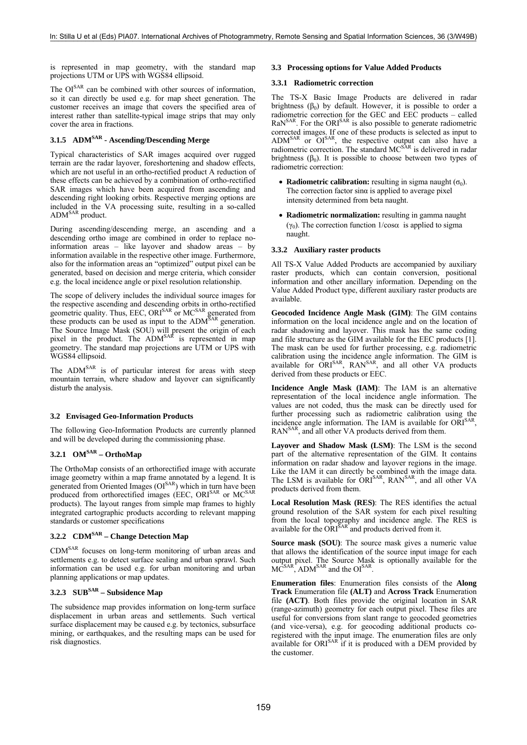is represented in map geometry, with the standard map projections UTM or UPS with WGS84 ellipsoid.

The $OI^{SAR}$ can be combined with other sources of information, so it can directly be used e.g. for map sheet generation. The customer receives an image that covers the specified area of interest rather than satellite-typical image strips that may only cover the area in fractions.

#### 3.1.5 $ADM^{SAR}$ - Ascending/Descending Merge

Typical characteristics of SAR images acquired over rugged terrain are the radar layover, foreshortening and shadow effects, which are not useful in an ortho-rectified product A reduction of these effects can be achieved by a combination of ortho-rectified SAR images which have been acquired from ascending and descending right looking orbits. Respective merging options are included in the VA processing suite, resulting in a so-called $ADM^{SAR}$ product.

During ascending/descending merge, an ascending and a descending ortho image are combined in order to replace no-information areas – like layover and shadow areas – by information available in the respective other image. Furthermore, also for the information areas an "optimized" output pixel can be generated, based on decision and merge criteria, which consider e.g. the local incidence angle or pixel resolution relationship.

The scope of delivery includes the individual source images for the respective ascending and descending orbits in ortho-rectified geometric quality. Thus, EEC, $ORI^{SAR}$ or $MC^{SAR}$ generated from these products can be used as input to the $ADM^{SAR}$ generation. The Source Image Mask (SOU) will present the origin of each pixel in the product. The $ADM^{SAR}$ is represented in map geometry. The standard map projections are UTM or UPS with WGS84 ellipsoid.

The $ADM^{SAR}$ is of particular interest for areas with steep mountain terrain, where shadow and layover can significantly disturb the analysis.

### 3.2 Envisaged Geo-Information Products

The following Geo-Information Products are currently planned and will be developed during the commissioning phase.

#### 3.2.1 $OM^{SAR}$ – OrthoMap

The OrthoMap consists of an orthorectified image with accurate image geometry within a map frame annotated by a legend. It is generated from Oriented Images ($OI^{SAR}$) which in turn have been produced from orthorectified images (EEC, $ORI^{SAR}$ or $MC^{SAR}$ products). The layout ranges from simple map frames to highly integrated cartographic products according to relevant mapping standards or customer specifications

#### 3.2.2 $CDM^{SAR}$ – Change Detection Map

$CDM^{SAR}$ focuses on long-term monitoring of urban areas and settlements e.g. to detect surface sealing and urban sprawl. Such information can be used e.g. for urban monitoring and urban planning applications or map updates.

#### 3.2.3 $SUB^{SAR}$ – Subsidence Map

The subsidence map provides information on long-term surface displacement in urban areas and settlements. Such vertical surface displacement may be caused e.g. by tectonics, subsurface mining, or earthquakes, and the resulting maps can be used for risk diagnostics.

### 3.3 Processing options for Value Added Products

#### 3.3.1 Radiometric correction

The TS-X Basic Image Products are delivered in radar brightness ($\beta_0$) by default. However, it is possible to order a radiometric correction for the GEC and EEC products – called $RaN^{SAR}$. For the $ORI^{SAR}$ is also possible to generate radiometric corrected images. If one of these products is selected as input to $ADM^{SAR}$ or $OI^{SAR}$, the respective output can also have a radiometric correction. The standard $MC^{SAR}$ is delivered in radar brightness ($\beta_0$). It is possible to choose between two types of radiometric correction:

- **Radiometric calibration:** resulting in sigma naught ($\sigma_0$). The correction factor $\sin\alpha$ is applied to average pixel intensity determined from beta naught.
- **Radiometric normalization:** resulting in gamma naught ($\gamma_0$). The correction function $1/\cos\alpha$ is applied to sigma naught.

#### 3.3.2 Auxiliary raster products

All TS-X Value Added Products are accompanied by auxiliary raster products, which can contain conversion, positional information and other ancillary information. Depending on the Value Added Product type, different auxiliary raster products are available.

**Geocoded Incidence Angle Mask (GIM)**: The GIM contains information on the local incidence angle and on the location of radar shadowing and layover. This mask has the same coding and file structure as the GIM available for the EEC products [1]. The mask can be used for further processing, e.g. radiometric calibration using the incidence angle information. The GIM is available for $ORI^{SAR}$, $RAN^{SAR}$, and all other VA products derived from these products or EEC.

**Incidence Angle Mask (IAM)**: The IAM is an alternative representation of the local incidence angle information. The values are not coded, thus the mask can be directly used for further processing such as radiometric calibration using the incidence angle information. The IAM is available for $ORI^{SAR}$, $RAN^{SAR}$, and all other VA products derived from them.

**Layover and Shadow Mask (LSM)**: The LSM is the second part of the alternative representation of the GIM. It contains information on radar shadow and layover regions in the image. Like the IAM it can directly be combined with the image data. The LSM is available for $ORI^{SAR}$, $RAN^{SAR}$, and all other VA products derived from them.

**Local Resolution Mask (RES)**: The RES identifies the actual ground resolution of the SAR system for each pixel resulting from the local topography and incidence angle. The RES is available for the $ORI^{SAR}$ and products derived from it.

**Source mask (SOU)**: The source mask gives a numeric value that allows the identification of the source input image for each output pixel. The Source Mask is optionally available for the $MC^{SAR}$, $ADM^{SAR}$ and the $OI^{SAR}$.

**Enumeration files**: Enumeration files consists of the **Along Track** Enumeration file **(ALT)** and **Across Track** Enumeration file **(ACT)**. Both files provide the original location in SAR (range-azimuth) geometry for each output pixel. These files are useful for conversions from slant range to geocoded geometries (and vice-versa), e.g. for geocoding additional products co-registered with the input image. The enumeration files are only available for $ORI^{SAR}$ if it is produced with a DEM provided by the customer.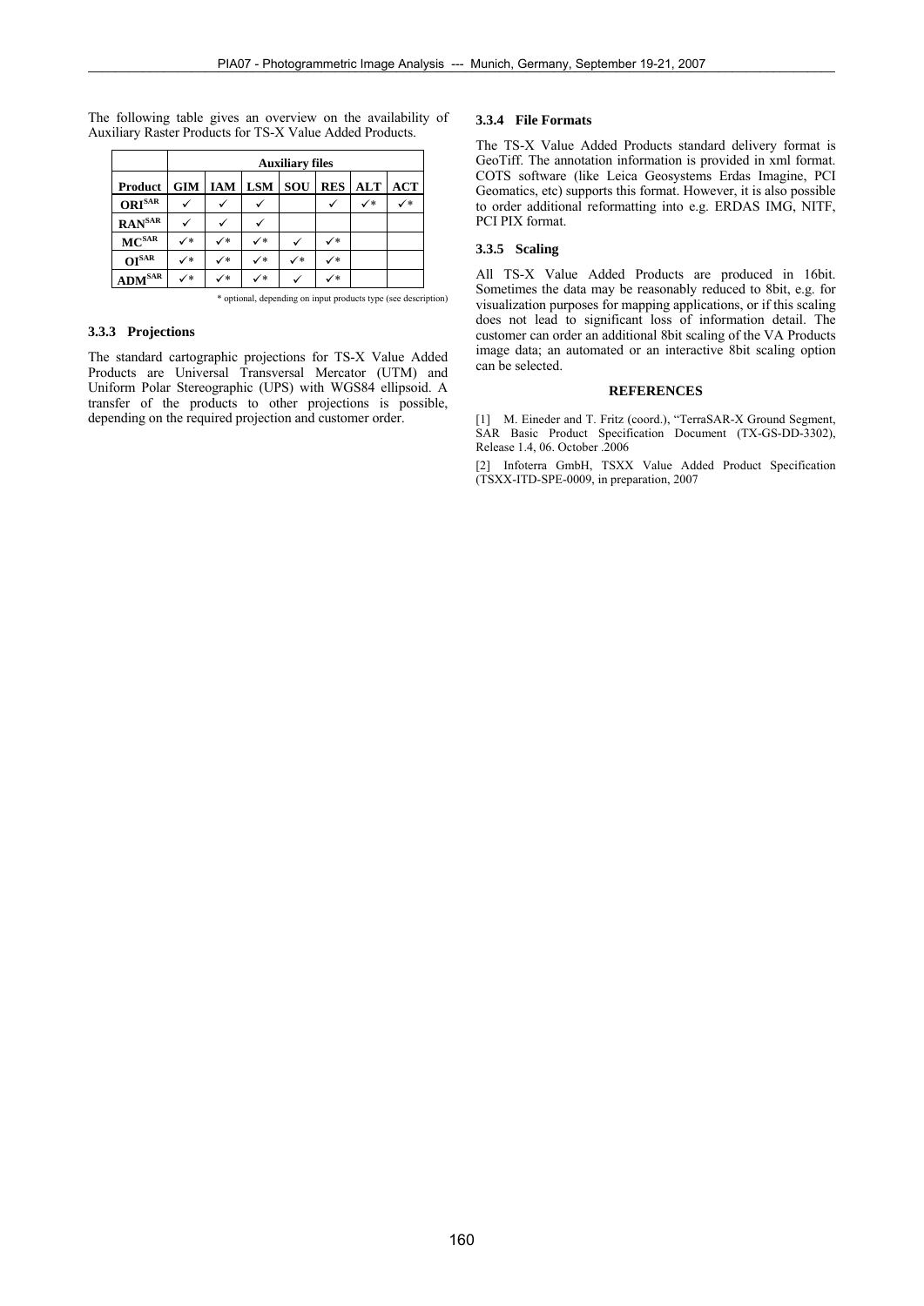The following table gives an overview on the availability of Auxiliary Raster Products for TS-X Value Added Products.

| | Auxiliary files | | | | | | |
|---|---|---|---|---|---|---|---|
| **Product** | **GIM** | **IAM** | **LSM** | **SOU** | **RES** | **ALT** | **ACT** |
| **ORI$^{SAR}$** | ✓ | ✓ | ✓ | | ✓ | ✓* | ✓* |
| **RAN$^{SAR}$** | ✓ | ✓ | ✓ | | | | |
| **MC$^{SAR}$** | ✓* | ✓* | ✓* | ✓ | ✓* | | |
| **OI$^{SAR}$** | ✓* | ✓* | ✓* | ✓* | ✓* | | |
| **ADM$^{SAR}$** | ✓* | ✓* | ✓* | ✓ | ✓* | | |

\* optional, depending on input products type (see description)

### 3.3.3 Projections

The standard cartographic projections for TS-X Value Added Products are Universal Transversal Mercator (UTM) and Uniform Polar Stereographic (UPS) with WGS84 ellipsoid. A transfer of the products to other projections is possible, depending on the required projection and customer order.

### 3.3.4 File Formats

The TS-X Value Added Products standard delivery format is GeoTiff. The annotation information is provided in xml format. COTS software (like Leica Geosystems Erdas Imagine, PCI Geomatics, etc) supports this format. However, it is also possible to order additional reformatting into e.g. ERDAS IMG, NITF, PCI PIX format.

### 3.3.5 Scaling

All TS-X Value Added Products are produced in 16bit. Sometimes the data may be reasonably reduced to 8bit, e.g. for visualization purposes for mapping applications, or if this scaling does not lead to significant loss of information detail. The customer can order an additional 8bit scaling of the VA Products image data; an automated or an interactive 8bit scaling option can be selected.

## REFERENCES

[1] M. Eineder and T. Fritz (coord.), "TerraSAR-X Ground Segment, SAR Basic Product Specification Document (TX-GS-DD-3302), Release 1.4, 06. October .2006

[2] Infoterra GmbH, TSXX Value Added Product Specification (TSXX-ITD-SPE-0009, in preparation, 2007